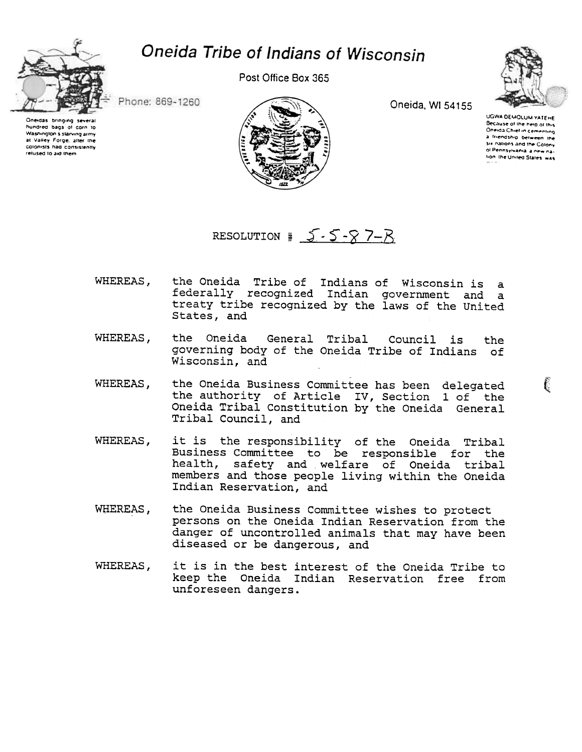# Oneida Tribe of Indians of Wisconsin

Post Office Box 365

Phone: 869-1260

Oneida, WI 54155

Oneidas bringing several hundred bags of corn to Washington's starving army at Valley Forge, after the colonists had consistently refused to aid them

UGWA DEMOLUM YATEHE
Because of the help of this Oneida Chief in cementing a friendship between the six nations and the Colony of Pennsylvania a new nation the United States was

RESOLUTION # 5-5-87-B

WHEREAS, the Oneida Tribe of Indians of Wisconsin is a federally recognized Indian government and a treaty tribe recognized by the laws of the United States, and

WHEREAS, the Oneida General Tribal Council is the governing body of the Oneida Tribe of Indians of Wisconsin, and

WHEREAS, the Oneida Business Committee has been delegated the authority of Article IV, Section 1 of the Oneida Tribal Constitution by the Oneida General Tribal Council, and

WHEREAS, it is the responsibility of the Oneida Tribal Business Committee to be responsible for the health, safety and welfare of Oneida tribal members and those people living within the Oneida Indian Reservation, and

WHEREAS, the Oneida Business Committee wishes to protect persons on the Oneida Indian Reservation from the danger of uncontrolled animals that may have been diseased or be dangerous, and

WHEREAS, it is in the best interest of the Oneida Tribe to keep the Oneida Indian Reservation free from unforeseen dangers.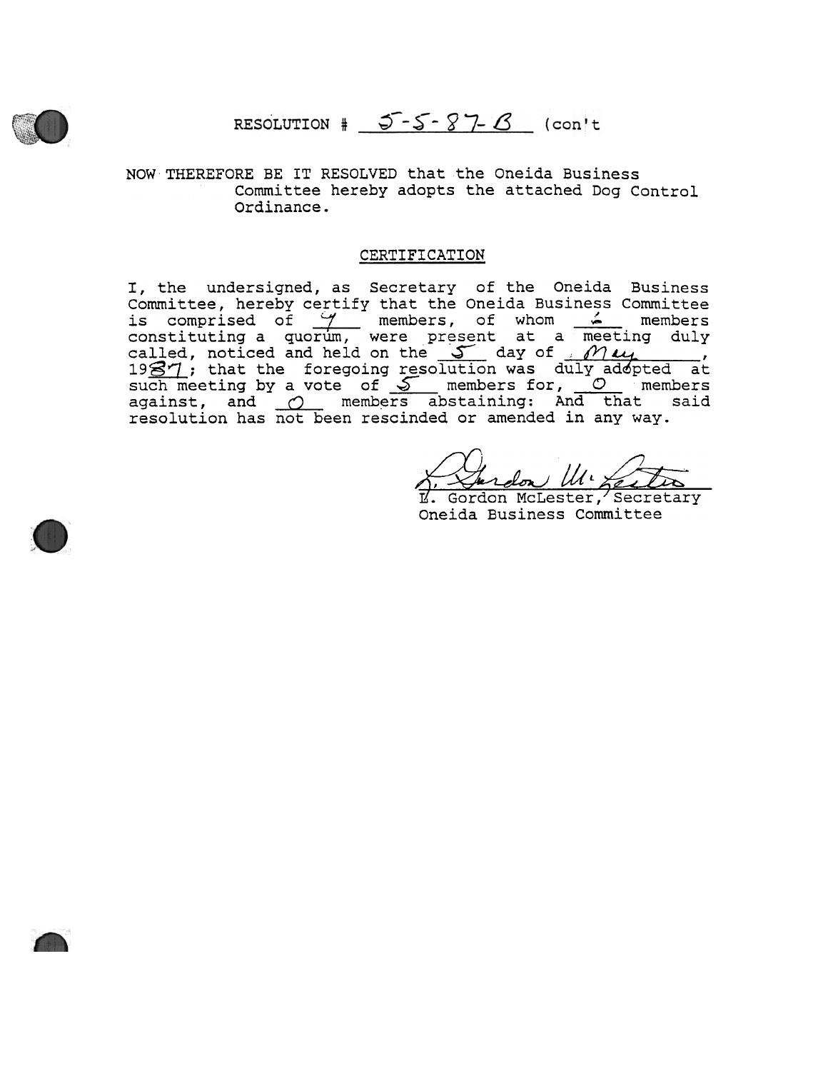RESOLUTION # 5-5-87-B (con't

NOW THEREFORE BE IT RESOLVED that the Oneida Business Committee hereby adopts the attached Dog Control Ordinance.

## CERTIFICATION

I, the undersigned, as Secretary of the Oneida Business Committee, hereby certify that the Oneida Business Committee is comprised of 9 members, of whom 6 members constituting a quorum, were present at a meeting duly called, noticed and held on the 5 day of May, 1987; that the foregoing resolution was duly adopted at such meeting by a vote of 5 members for, 0 members against, and 0 members abstaining: And that said resolution has not been rescinded or amended in any way.

L. Gordon McLester, Secretary
Oneida Business Committee